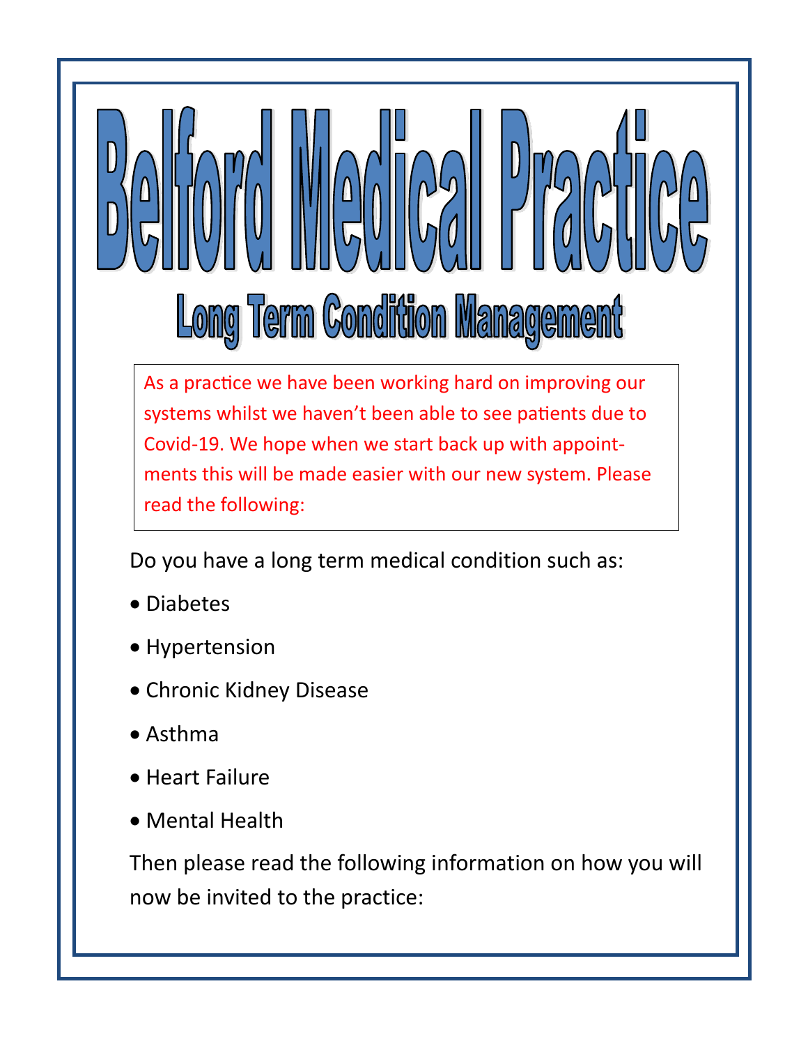# Belford Medical Practice

## Long Term Condition Management

As a practice we have been working hard on improving our systems whilst we haven't been able to see patients due to Covid-19. We hope when we start back up with appointments this will be made easier with our new system. Please read the following:

Do you have a long term medical condition such as:

- Diabetes
- Hypertension
- Chronic Kidney Disease
- Asthma
- Heart Failure
- Mental Health

Then please read the following information on how you will now be invited to the practice: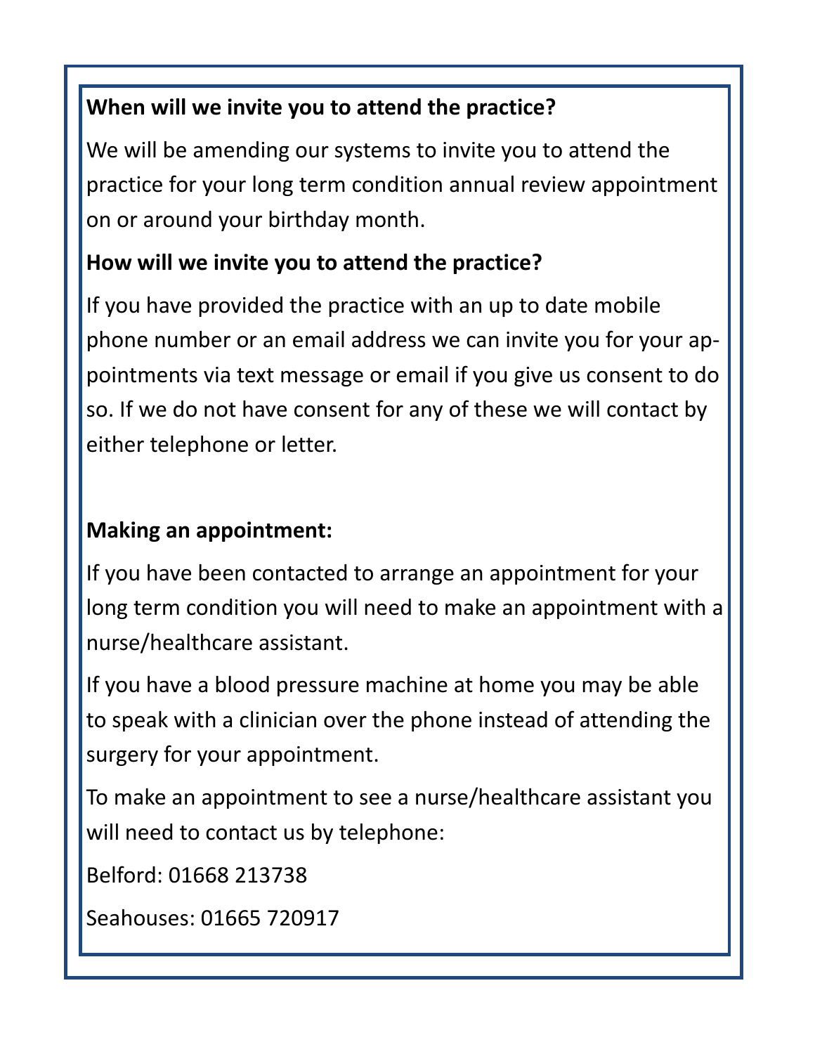**When will we invite you to attend the practice?**

We will be amending our systems to invite you to attend the practice for your long term condition annual review appointment on or around your birthday month.

**How will we invite you to attend the practice?**

If you have provided the practice with an up to date mobile phone number or an email address we can invite you for your appointments via text message or email if you give us consent to do so. If we do not have consent for any of these we will contact by either telephone or letter.

**Making an appointment:**

If you have been contacted to arrange an appointment for your long term condition you will need to make an appointment with a nurse/healthcare assistant.

If you have a blood pressure machine at home you may be able to speak with a clinician over the phone instead of attending the surgery for your appointment.

To make an appointment to see a nurse/healthcare assistant you will need to contact us by telephone:

Belford: 01668 213738

Seahouses: 01665 720917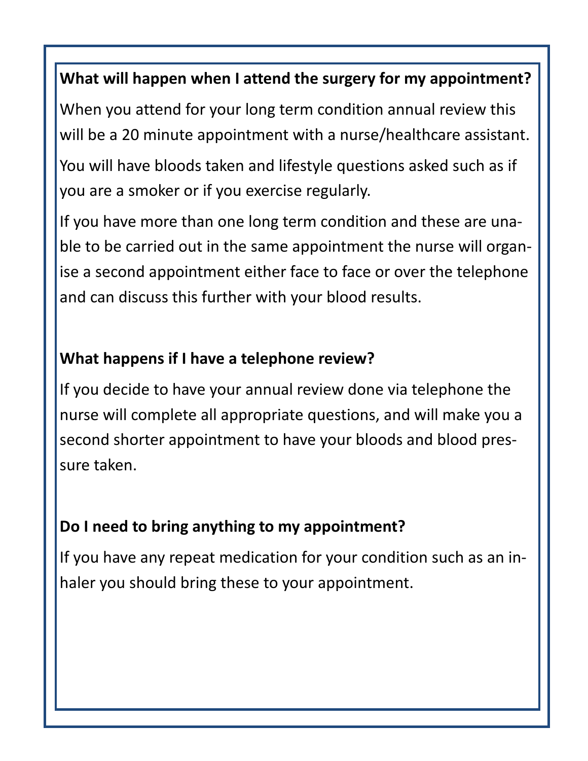**What will happen when I attend the surgery for my appointment?**

When you attend for your long term condition annual review this will be a 20 minute appointment with a nurse/healthcare assistant.

You will have bloods taken and lifestyle questions asked such as if you are a smoker or if you exercise regularly.

If you have more than one long term condition and these are unable to be carried out in the same appointment the nurse will organise a second appointment either face to face or over the telephone and can discuss this further with your blood results.

**What happens if I have a telephone review?**

If you decide to have your annual review done via telephone the nurse will complete all appropriate questions, and will make you a second shorter appointment to have your bloods and blood pressure taken.

**Do I need to bring anything to my appointment?**

If you have any repeat medication for your condition such as an inhaler you should bring these to your appointment.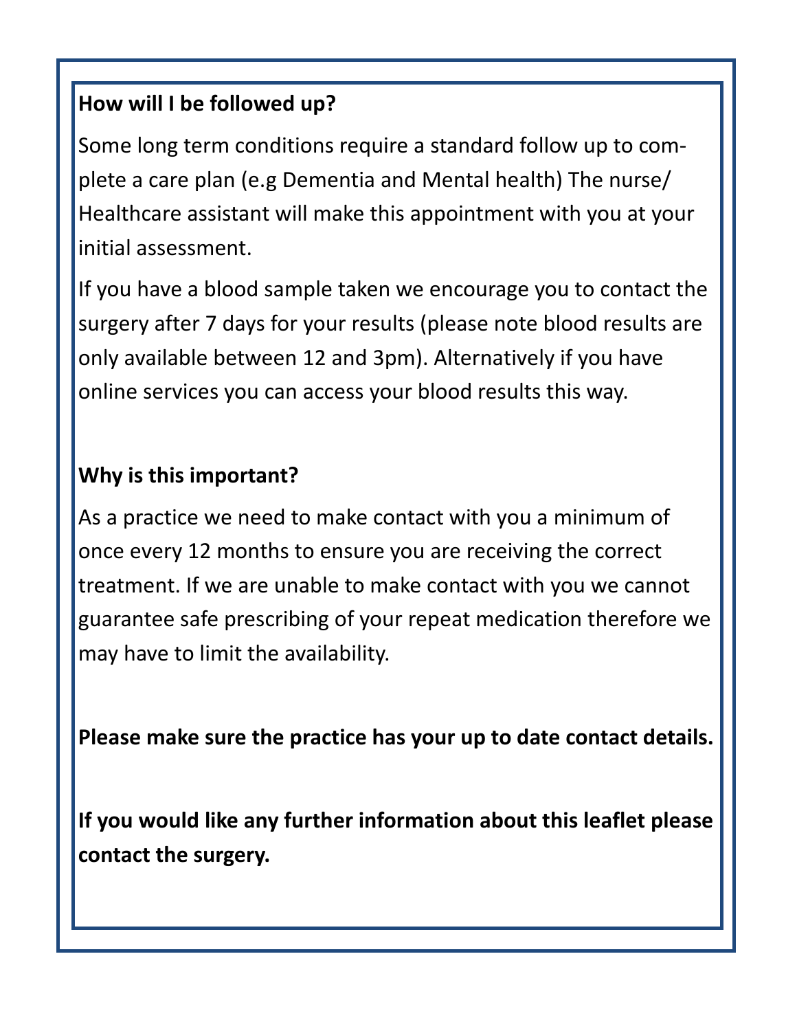**How will I be followed up?**

Some long term conditions require a standard follow up to complete a care plan (e.g Dementia and Mental health) The nurse/ Healthcare assistant will make this appointment with you at your initial assessment.

If you have a blood sample taken we encourage you to contact the surgery after 7 days for your results (please note blood results are only available between 12 and 3pm). Alternatively if you have online services you can access your blood results this way.

**Why is this important?**

As a practice we need to make contact with you a minimum of once every 12 months to ensure you are receiving the correct treatment. If we are unable to make contact with you we cannot guarantee safe prescribing of your repeat medication therefore we may have to limit the availability.

**Please make sure the practice has your up to date contact details.**

**If you would like any further information about this leaflet please contact the surgery.**